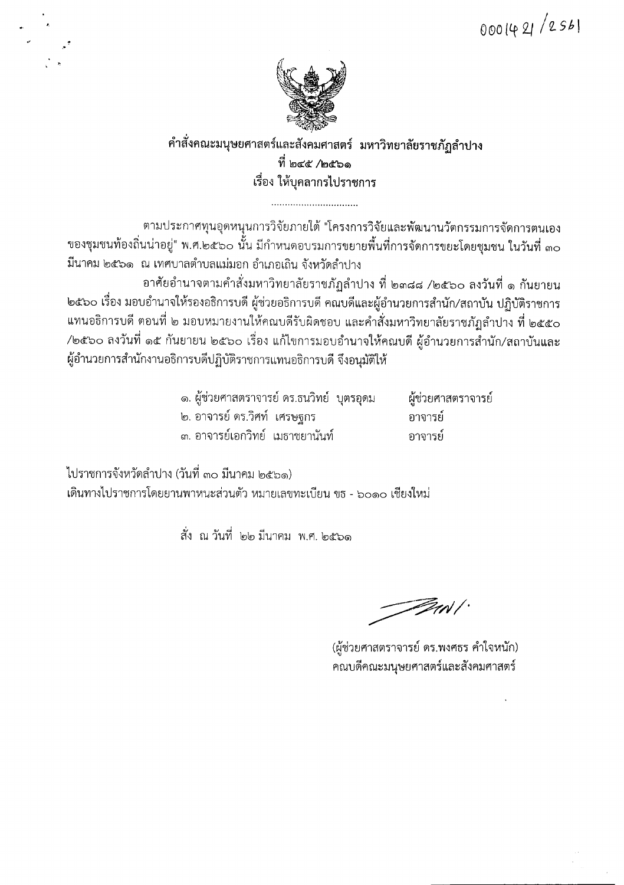000142/2561

**คำสั่งคณะมนุษยศาสตร์และสังคมศาสตร์ มหาวิทยาลัยราชภัฏลำปาง**

**ที่ ๒๔๕ /๒๕๖๑**

**เรื่อง ให้บุคลากรไปราชการ**

................................

ตามประกาศทุนอุดหนุนการวิจัยภายใต้ "โครงการวิจัยและพัฒนานวัตกรรมการจัดการตนเองของชุมชนท้องถิ่นน่าอยู่" พ.ศ.๒๕๖๐ นั้น มีกำหนดอบรมการขยายพื้นที่การจัดการขยะโดยชุมชน ในวันที่ ๓๐ มีนาคม ๒๕๖๑ ณ เทศบาลตำบลแม่มอก อำเภอเถิน จังหวัดลำปาง

อาศัยอำนาจตามคำสั่งมหาวิทยาลัยราชภัฏลำปาง ที่ ๒๓๘๘ /๒๕๖๐ ลงวันที่ ๑ กันยายน ๒๕๖๐ เรื่อง มอบอำนาจให้รองอธิการบดี ผู้ช่วยอธิการบดี คณบดีและผู้อำนวยการสำนัก/สถาบัน ปฏิบัติราชการแทนอธิการบดี ตอนที่ ๒ มอบหมายงานให้คณบดีรับผิดชอบ และคำสั่งมหาวิทยาลัยราชภัฏลำปาง ที่ ๒๕๕๐ /๒๕๖๐ ลงวันที่ ๑๕ กันยายน ๒๕๖๐ เรื่อง แก้ไขการมอบอำนาจให้คณบดี ผู้อำนวยการสำนัก/สถาบันและผู้อำนวยการสำนักงานอธิการบดีปฏิบัติราชการแทนอธิการบดี จึงอนุมัติให้

| | |
|---|---|
| ๑. ผู้ช่วยศาสตราจารย์ ดร.ธนวิทย์ บุตรอุดม | ผู้ช่วยศาสตราจารย์ |
| ๒. อาจารย์ ดร.วิศท์ เศรษฐกร | อาจารย์ |
| ๓. อาจารย์เอกวิทย์ เมธาชยานันท์ | อาจารย์ |

ไปราชการจังหวัดลำปาง (วันที่ ๓๐ มีนาคม ๒๕๖๑)
เดินทางไปราชการโดยยานพาหนะส่วนตัว หมายเลขทะเบียน ขธ - ๖๐๑๐ เชียงใหม่

สั่ง ณ วันที่ ๒๒ มีนาคม พ.ศ. ๒๕๖๑

(ผู้ช่วยศาสตราจารย์ ดร.พงศธร คำใจหนัก)
คณบดีคณะมนุษยศาสตร์และสังคมศาสตร์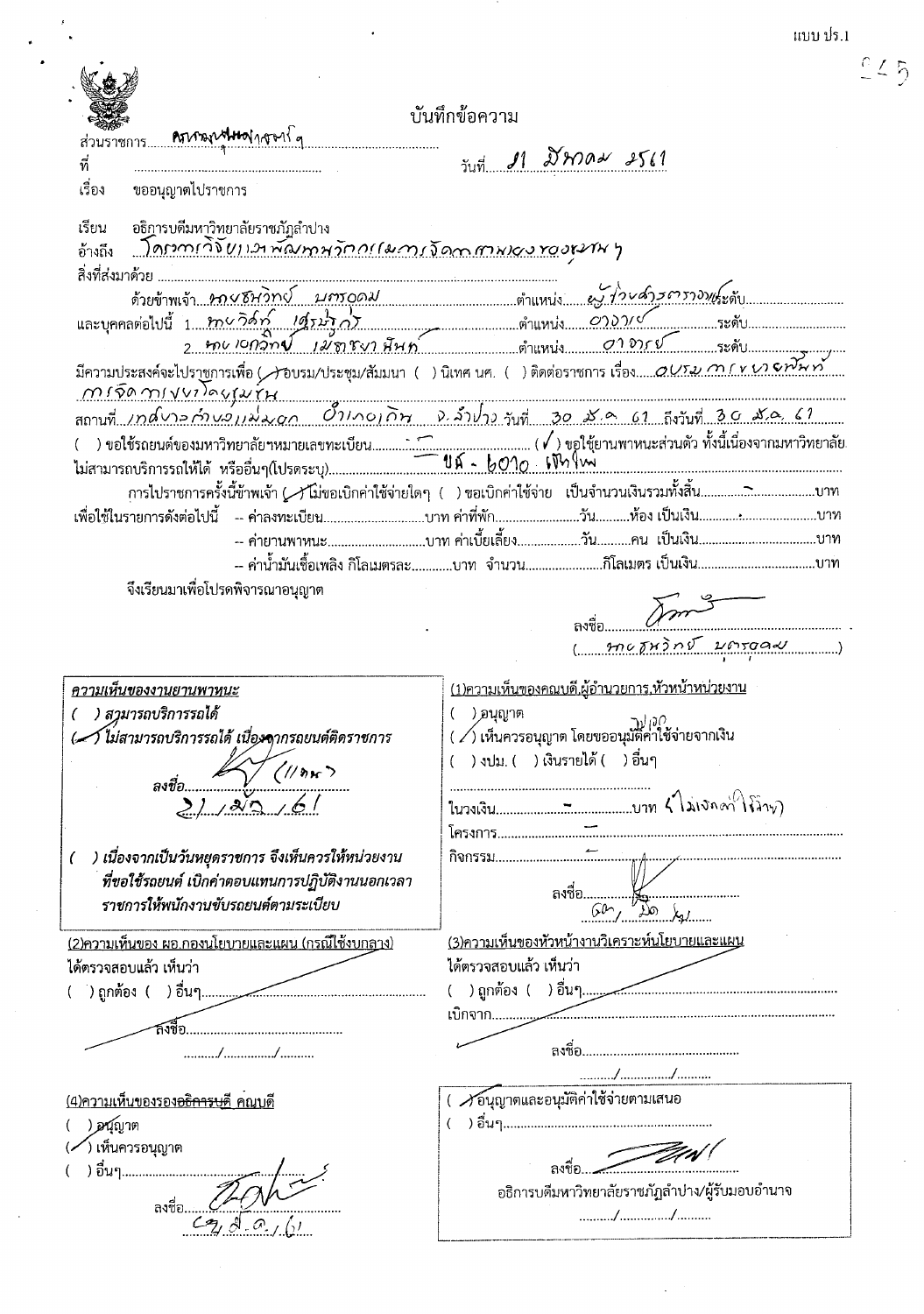แบบ ปร.1

# บันทึกข้อความ

ส่วนราชการ คณะมนุษยศาสตร์ฯ

ที่ ..........

วันที่ 21 มีนาคม 2561

เรื่อง ขออนุญาตไปราชการ

เรียน อธิการบดีมหาวิทยาลัยราชภัฏลำปาง

อ้างถึง โครงการวิจัยเพื่อพัฒนาหลักสูตรการจัดการแหล่งท่องเที่ยว

สิ่งที่ส่งมาด้วย ..........

ด้วยข้าพเจ้า นายธนวิทย์ บุตรอุดม ตำแหน่ง ผู้ช่วยศาสตราจารย์ ระดับ..........

และบุคคลต่อไปนี้ 1. นายวิศิษฐ์ เสริมสิงห์ ตำแหน่ง อาจารย์ ระดับ..........

2. นายเอกวิทย์ เมธาธนา ฝั้นคำ ตำแหน่ง อาจารย์ ระดับ..........

มีความประสงค์จะไปราชการเพื่อ (✓) อบรม/ประชุม/สัมมนา ( ) นิเทศ นศ. ( ) ติดต่อราชการ เรื่อง ประชุมการจัดทำแผนพัฒนาการจัดการท่องเที่ยวชุมชน

สถานที่ เทศบาลตำบลแม่มอก อำเภอเถิน จ.ลำปาง วันที่ 30 มี.ค. 61 ถึงวันที่ 30 มี.ค. 61

( ) ขอใช้รถยนต์ของมหาวิทยาลัยฯหมายเลขทะเบียน.......... (✓) ขอใช้ยานพาหนะส่วนตัว ทั้งนี้เนื่องจากมหาวิทยาลัยไม่สามารถบริการรถให้ได้ หรืออื่นๆ(โปรดระบุ) ษฆ - 6010 เชียงใหม่

การไปราชการครั้งนี้ข้าพเจ้า (✓) ไม่ขอเบิกค่าใช้จ่ายใดๆ ( ) ขอเบิกค่าใช้จ่าย เป็นจำนวนเงินรวมทั้งสิ้น -..........บาท

เพื่อใช้ในรายการดังต่อไปนี้ -- ค่าลงทะเบียน..........บาท ค่าที่พัก..........วัน..........ห้อง เป็นเงิน..........บาท

-- ค่ายานพาหนะ..........บาท ค่าเบี้ยเลี้ยง..........วัน..........คน เป็นเงิน..........บาท

-- ค่าน้ำมันเชื้อเพลิง กิโลเมตรละ..........บาท จำนวน..........กิโลเมตร เป็นเงิน..........บาท

จึงเรียนมาเพื่อโปรดพิจารณาอนุญาต

ลงชื่อ..........

(นายธนวิทย์ บุตรอุดม)

***ความเห็นของงานยานพาหนะ***

*( ) สามารถบริการรถได้*

*(✓) ไม่สามารถบริการรถได้ เนื่องจากรถยนต์ติดราชการ*

*ลงชื่อ* .......... (11 คน)

21 / มี.ค. / 61

*( ) เนื่องจากเป็นวันหยุดราชการ จึงเห็นควรให้หน่วยงานที่ขอใช้รถยนต์ เบิกค่าตอบแทนการปฏิบัติงานนอกเวลาราชการให้พนักงานขับรถยนต์ตามระเบียบ*

(1)ความเห็นของคณบดี,ผู้อำนวยการ,หัวหน้าหน่วยงาน

( ) อนุญาต

(✓) เห็นควรอนุญาต โดยขออนุมัติค่าใช้จ่ายจากเงิน

( ) งปม. ( ) เงินรายได้ ( ) อื่นๆ

ในวงเงิน - บาท (ไม่เบิกค่าใช้จ่าย)

โครงการ -

กิจกรรม -

ลงชื่อ..........

๒๓ / มี.ค. / ๖๑

(2)ความเห็นของ ผอ.กองนโยบายและแผน (กรณีใช้งบกลาง)

ได้ตรวจสอบแล้ว เห็นว่า

( ) ถูกต้อง ( ) อื่นๆ..........

ลงชื่อ..........

........../........../..........

(3)ความเห็นของหัวหน้างานวิเคราะห์นโยบายและแผน

ได้ตรวจสอบแล้ว เห็นว่า

( ) ถูกต้อง ( ) อื่นๆ..........

เบิกจาก..........

ลงชื่อ..........

........../........../..........

(4)ความเห็นของรองอธิการบดี คณบดี

( ) อนุญาต

(✓) เห็นควรอนุญาต

( ) อื่นๆ..........

ลงชื่อ..........

๒๖ / มี.ค. / ๖๑

(✓) อนุญาตและอนุมัติค่าใช้จ่ายตามเสนอ

( ) อื่นๆ..........

ลงชื่อ..........

อธิการบดีมหาวิทยาลัยราชภัฏลำปาง/ผู้รับมอบอำนาจ

........../........../..........